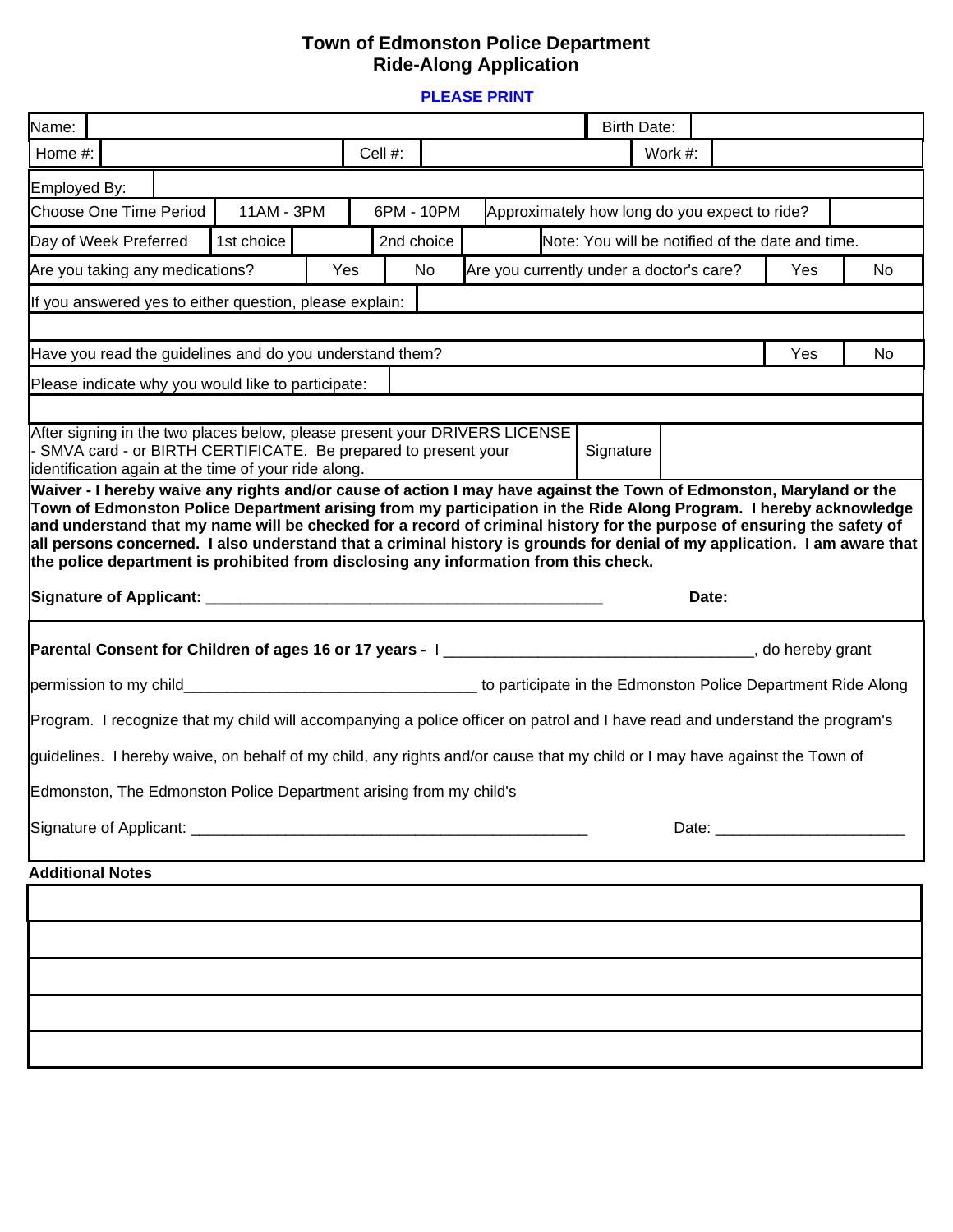# Town of Edmonston Police Department
## Ride-Along Application

**PLEASE PRINT**

| Name: | | Birth Date: | |
|---|---|---|---|

| Home #: | | Cell #: | | Work #: | |
|---|---|---|---|---|---|

| Employed By: | |
|---|---|

| Choose One Time Period | 11AM - 3PM | 6PM - 10PM | Approximately how long do you expect to ride? | |
|---|---|---|---|---|

| Day of Week Preferred | 1st choice | | 2nd choice | | Note: You will be notified of the date and time. |
|---|---|---|---|---|---|

| Are you taking any medications? | Yes | No | Are you currently under a doctor's care? | Yes | No |
|---|---|---|---|---|---|

| If you answered yes to either question, please explain: | |
|---|---|
| | |

| Have you read the guidelines and do you understand them? | Yes | No |
|---|---|---|

| Please indicate why you would like to participate: | |
|---|---|
| | |

| After signing in the two places below, please present your DRIVERS LICENSE - SMVA card - or BIRTH CERTIFICATE. Be prepared to present your identification again at the time of your ride along. | Signature | |
|---|---|---|

**Waiver - I hereby waive any rights and/or cause of action I may have against the Town of Edmonston, Maryland or the Town of Edmonston Police Department arising from my participation in the Ride Along Program. I hereby acknowledge and understand that my name will be checked for a record of criminal history for the purpose of ensuring the safety of all persons concerned. I also understand that a criminal history is grounds for denial of my application. I am aware that the police department is prohibited from disclosing any information from this check.**

**Signature of Applicant:** ____________________________________________ **Date:**

**Parental Consent for Children of ages 16 or 17 years -** I __________________________________, do hereby grant permission to my child________________________________ to participate in the Edmonston Police Department Ride Along Program. I recognize that my child will accompanying a police officer on patrol and I have read and understand the program's guidelines. I hereby waive, on behalf of my child, any rights and/or cause that my child or I may have against the Town of Edmonston, The Edmonston Police Department arising from my child's

Signature of Applicant: ____________________________________________ Date: ____________________

**Additional Notes**

| |
|---|
| |
| |
| |
| |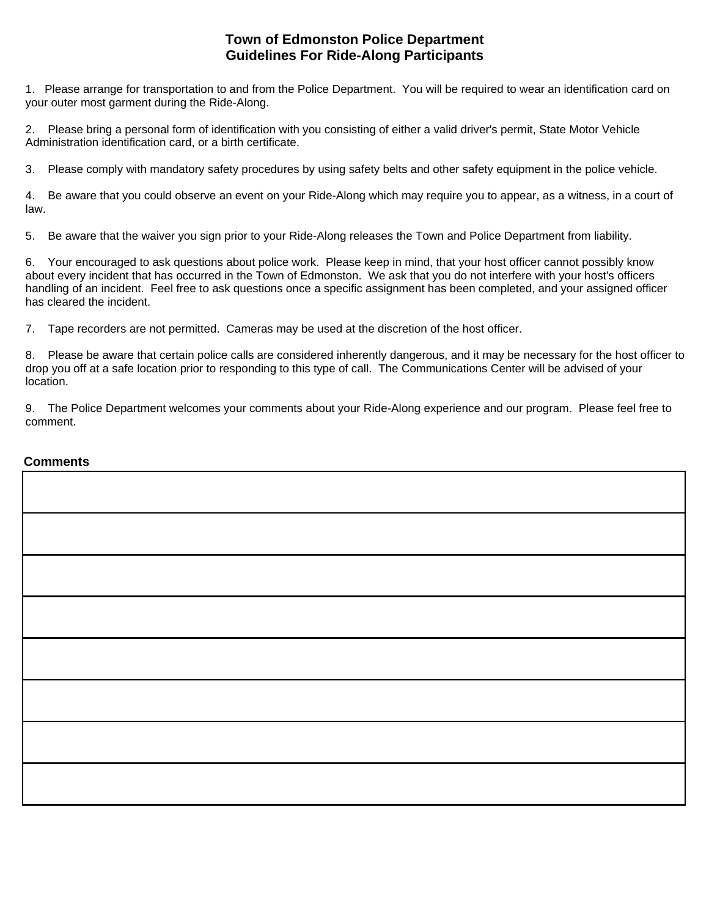# Town of Edmonston Police Department
## Guidelines For Ride-Along Participants

1. Please arrange for transportation to and from the Police Department. You will be required to wear an identification card on your outer most garment during the Ride-Along.

2. Please bring a personal form of identification with you consisting of either a valid driver's permit, State Motor Vehicle Administration identification card, or a birth certificate.

3. Please comply with mandatory safety procedures by using safety belts and other safety equipment in the police vehicle.

4. Be aware that you could observe an event on your Ride-Along which may require you to appear, as a witness, in a court of law.

5. Be aware that the waiver you sign prior to your Ride-Along releases the Town and Police Department from liability.

6. Your encouraged to ask questions about police work. Please keep in mind, that your host officer cannot possibly know about every incident that has occurred in the Town of Edmonston. We ask that you do not interfere with your host's officers handling of an incident. Feel free to ask questions once a specific assignment has been completed, and your assigned officer has cleared the incident.

7. Tape recorders are not permitted. Cameras may be used at the discretion of the host officer.

8. Please be aware that certain police calls are considered inherently dangerous, and it may be necessary for the host officer to drop you off at a safe location prior to responding to this type of call. The Communications Center will be advised of your location.

9. The Police Department welcomes your comments about your Ride-Along experience and our program. Please feel free to comment.

**Comments**

| |
|---|
| |
| |
| |
| |
| |
| |
| |
| |